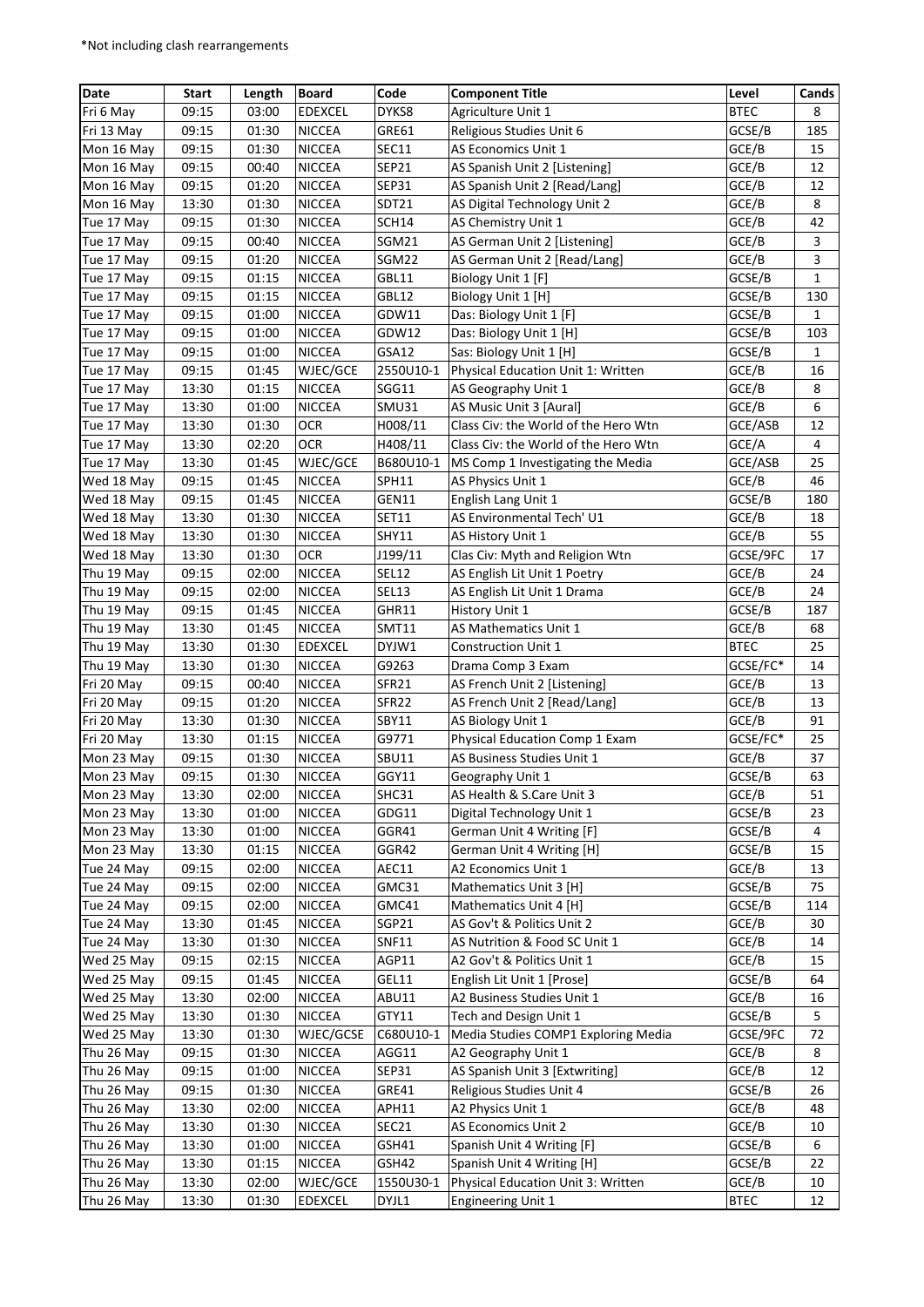*Not including clash rearrangements

| Date | Start | Length | Board | Code | Component Title | Level | Cands |
|---|---|---|---|---|---|---|---|
| Fri 6 May | 09:15 | 03:00 | EDEXCEL | DYKS8 | Agriculture Unit 1 | BTEC | 8 |
| Fri 13 May | 09:15 | 01:30 | NICCEA | GRE61 | Religious Studies Unit 6 | GCSE/B | 185 |
| Mon 16 May | 09:15 | 01:30 | NICCEA | SEC11 | AS Economics Unit 1 | GCE/B | 15 |
| Mon 16 May | 09:15 | 00:40 | NICCEA | SEP21 | AS Spanish Unit 2 [Listening] | GCE/B | 12 |
| Mon 16 May | 09:15 | 01:20 | NICCEA | SEP31 | AS Spanish Unit 2 [Read/Lang] | GCE/B | 12 |
| Mon 16 May | 13:30 | 01:30 | NICCEA | SDT21 | AS Digital Technology Unit 2 | GCE/B | 8 |
| Tue 17 May | 09:15 | 01:30 | NICCEA | SCH14 | AS Chemistry Unit 1 | GCE/B | 42 |
| Tue 17 May | 09:15 | 00:40 | NICCEA | SGM21 | AS German Unit 2 [Listening] | GCE/B | 3 |
| Tue 17 May | 09:15 | 01:20 | NICCEA | SGM22 | AS German Unit 2 [Read/Lang] | GCE/B | 3 |
| Tue 17 May | 09:15 | 01:15 | NICCEA | GBL11 | Biology Unit 1 [F] | GCSE/B | 1 |
| Tue 17 May | 09:15 | 01:15 | NICCEA | GBL12 | Biology Unit 1 [H] | GCSE/B | 130 |
| Tue 17 May | 09:15 | 01:00 | NICCEA | GDW11 | Das: Biology Unit 1 [F] | GCSE/B | 1 |
| Tue 17 May | 09:15 | 01:00 | NICCEA | GDW12 | Das: Biology Unit 1 [H] | GCSE/B | 103 |
| Tue 17 May | 09:15 | 01:00 | NICCEA | GSA12 | Sas: Biology Unit 1 [H] | GCSE/B | 1 |
| Tue 17 May | 09:15 | 01:45 | WJEC/GCE | 2550U10-1 | Physical Education Unit 1: Written | GCE/B | 16 |
| Tue 17 May | 13:30 | 01:15 | NICCEA | SGG11 | AS Geography Unit 1 | GCE/B | 8 |
| Tue 17 May | 13:30 | 01:00 | NICCEA | SMU31 | AS Music Unit 3 [Aural] | GCE/B | 6 |
| Tue 17 May | 13:30 | 01:30 | OCR | H008/11 | Class Civ: the World of the Hero Wtn | GCE/ASB | 12 |
| Tue 17 May | 13:30 | 02:20 | OCR | H408/11 | Class Civ: the World of the Hero Wtn | GCE/A | 4 |
| Tue 17 May | 13:30 | 01:45 | WJEC/GCE | B680U10-1 | MS Comp 1 Investigating the Media | GCE/ASB | 25 |
| Wed 18 May | 09:15 | 01:45 | NICCEA | SPH11 | AS Physics Unit 1 | GCE/B | 46 |
| Wed 18 May | 09:15 | 01:45 | NICCEA | GEN11 | English Lang Unit 1 | GCSE/B | 180 |
| Wed 18 May | 13:30 | 01:30 | NICCEA | SET11 | AS Environmental Tech' U1 | GCE/B | 18 |
| Wed 18 May | 13:30 | 01:30 | NICCEA | SHY11 | AS History Unit 1 | GCE/B | 55 |
| Wed 18 May | 13:30 | 01:30 | OCR | J199/11 | Clas Civ: Myth and Religion Wtn | GCSE/9FC | 17 |
| Thu 19 May | 09:15 | 02:00 | NICCEA | SEL12 | AS English Lit Unit 1 Poetry | GCE/B | 24 |
| Thu 19 May | 09:15 | 02:00 | NICCEA | SEL13 | AS English Lit Unit 1 Drama | GCE/B | 24 |
| Thu 19 May | 09:15 | 01:45 | NICCEA | GHR11 | History Unit 1 | GCSE/B | 187 |
| Thu 19 May | 13:30 | 01:45 | NICCEA | SMT11 | AS Mathematics Unit 1 | GCE/B | 68 |
| Thu 19 May | 13:30 | 01:30 | EDEXCEL | DYJW1 | Construction Unit 1 | BTEC | 25 |
| Thu 19 May | 13:30 | 01:30 | NICCEA | G9263 | Drama Comp 3 Exam | GCSE/FC* | 14 |
| Fri 20 May | 09:15 | 00:40 | NICCEA | SFR21 | AS French Unit 2 [Listening] | GCE/B | 13 |
| Fri 20 May | 09:15 | 01:20 | NICCEA | SFR22 | AS French Unit 2 [Read/Lang] | GCE/B | 13 |
| Fri 20 May | 13:30 | 01:30 | NICCEA | SBY11 | AS Biology Unit 1 | GCE/B | 91 |
| Fri 20 May | 13:30 | 01:15 | NICCEA | G9771 | Physical Education Comp 1 Exam | GCSE/FC* | 25 |
| Mon 23 May | 09:15 | 01:30 | NICCEA | SBU11 | AS Business Studies Unit 1 | GCE/B | 37 |
| Mon 23 May | 09:15 | 01:30 | NICCEA | GGY11 | Geography Unit 1 | GCSE/B | 63 |
| Mon 23 May | 13:30 | 02:00 | NICCEA | SHC31 | AS Health & S.Care Unit 3 | GCE/B | 51 |
| Mon 23 May | 13:30 | 01:00 | NICCEA | GDG11 | Digital Technology Unit 1 | GCSE/B | 23 |
| Mon 23 May | 13:30 | 01:00 | NICCEA | GGR41 | German Unit 4 Writing [F] | GCSE/B | 4 |
| Mon 23 May | 13:30 | 01:15 | NICCEA | GGR42 | German Unit 4 Writing [H] | GCSE/B | 15 |
| Tue 24 May | 09:15 | 02:00 | NICCEA | AEC11 | A2 Economics Unit 1 | GCE/B | 13 |
| Tue 24 May | 09:15 | 02:00 | NICCEA | GMC31 | Mathematics Unit 3 [H] | GCSE/B | 75 |
| Tue 24 May | 09:15 | 02:00 | NICCEA | GMC41 | Mathematics Unit 4 [H] | GCSE/B | 114 |
| Tue 24 May | 13:30 | 01:45 | NICCEA | SGP21 | AS Gov't & Politics Unit 2 | GCE/B | 30 |
| Tue 24 May | 13:30 | 01:30 | NICCEA | SNF11 | AS Nutrition & Food SC Unit 1 | GCE/B | 14 |
| Wed 25 May | 09:15 | 02:15 | NICCEA | AGP11 | A2 Gov't & Politics Unit 1 | GCE/B | 15 |
| Wed 25 May | 09:15 | 01:45 | NICCEA | GEL11 | English Lit Unit 1 [Prose] | GCSE/B | 64 |
| Wed 25 May | 13:30 | 02:00 | NICCEA | ABU11 | A2 Business Studies Unit 1 | GCE/B | 16 |
| Wed 25 May | 13:30 | 01:30 | NICCEA | GTY11 | Tech and Design Unit 1 | GCSE/B | 5 |
| Wed 25 May | 13:30 | 01:30 | WJEC/GCSE | C680U10-1 | Media Studies COMP1 Exploring Media | GCSE/9FC | 72 |
| Thu 26 May | 09:15 | 01:30 | NICCEA | AGG11 | A2 Geography Unit 1 | GCE/B | 8 |
| Thu 26 May | 09:15 | 01:00 | NICCEA | SEP31 | AS Spanish Unit 3 [Extwriting] | GCE/B | 12 |
| Thu 26 May | 09:15 | 01:30 | NICCEA | GRE41 | Religious Studies Unit 4 | GCSE/B | 26 |
| Thu 26 May | 13:30 | 02:00 | NICCEA | APH11 | A2 Physics Unit 1 | GCE/B | 48 |
| Thu 26 May | 13:30 | 01:30 | NICCEA | SEC21 | AS Economics Unit 2 | GCE/B | 10 |
| Thu 26 May | 13:30 | 01:00 | NICCEA | GSH41 | Spanish Unit 4 Writing [F] | GCSE/B | 6 |
| Thu 26 May | 13:30 | 01:15 | NICCEA | GSH42 | Spanish Unit 4 Writing [H] | GCSE/B | 22 |
| Thu 26 May | 13:30 | 02:00 | WJEC/GCE | 1550U30-1 | Physical Education Unit 3: Written | GCE/B | 10 |
| Thu 26 May | 13:30 | 01:30 | EDEXCEL | DYJL1 | Engineering Unit 1 | BTEC | 12 |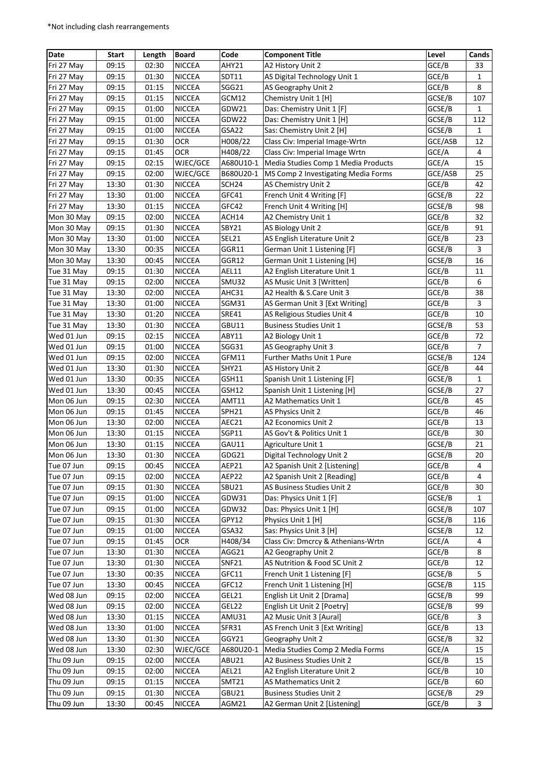*Not including clash rearrangements

| Date | Start | Length | Board | Code | Component Title | Level | Cands |
|---|---|---|---|---|---|---|---|
| Fri 27 May | 09:15 | 02:30 | NICCEA | AHY21 | A2 History Unit 2 | GCE/B | 33 |
| Fri 27 May | 09:15 | 01:30 | NICCEA | SDT11 | AS Digital Technology Unit 1 | GCE/B | 1 |
| Fri 27 May | 09:15 | 01:15 | NICCEA | SGG21 | AS Geography Unit 2 | GCE/B | 8 |
| Fri 27 May | 09:15 | 01:15 | NICCEA | GCM12 | Chemistry Unit 1 [H] | GCSE/B | 107 |
| Fri 27 May | 09:15 | 01:00 | NICCEA | GDW21 | Das: Chemistry Unit 1 [F] | GCSE/B | 1 |
| Fri 27 May | 09:15 | 01:00 | NICCEA | GDW22 | Das: Chemistry Unit 1 [H] | GCSE/B | 112 |
| Fri 27 May | 09:15 | 01:00 | NICCEA | GSA22 | Sas: Chemistry Unit 2 [H] | GCSE/B | 1 |
| Fri 27 May | 09:15 | 01:30 | OCR | H008/22 | Class Civ: Imperial Image-Wrtn | GCE/ASB | 12 |
| Fri 27 May | 09:15 | 01:45 | OCR | H408/22 | Class Civ: Imperial Image Wrtn | GCE/A | 4 |
| Fri 27 May | 09:15 | 02:15 | WJEC/GCE | A680U10-1 | Media Studies Comp 1 Media Products | GCE/A | 15 |
| Fri 27 May | 09:15 | 02:00 | WJEC/GCE | B680U20-1 | MS Comp 2 Investigating Media Forms | GCE/ASB | 25 |
| Fri 27 May | 13:30 | 01:30 | NICCEA | SCH24 | AS Chemistry Unit 2 | GCE/B | 42 |
| Fri 27 May | 13:30 | 01:00 | NICCEA | GFC41 | French Unit 4 Writing [F] | GCSE/B | 22 |
| Fri 27 May | 13:30 | 01:15 | NICCEA | GFC42 | French Unit 4 Writing [H] | GCSE/B | 98 |
| Mon 30 May | 09:15 | 02:00 | NICCEA | ACH14 | A2 Chemistry Unit 1 | GCE/B | 32 |
| Mon 30 May | 09:15 | 01:30 | NICCEA | SBY21 | AS Biology Unit 2 | GCE/B | 91 |
| Mon 30 May | 13:30 | 01:00 | NICCEA | SEL21 | AS English Literature Unit 2 | GCE/B | 23 |
| Mon 30 May | 13:30 | 00:35 | NICCEA | GGR11 | German Unit 1 Listening [F] | GCSE/B | 3 |
| Mon 30 May | 13:30 | 00:45 | NICCEA | GGR12 | German Unit 1 Listening [H] | GCSE/B | 16 |
| Tue 31 May | 09:15 | 01:30 | NICCEA | AEL11 | A2 English Literature Unit 1 | GCE/B | 11 |
| Tue 31 May | 09:15 | 02:00 | NICCEA | SMU32 | AS Music Unit 3 [Written] | GCE/B | 6 |
| Tue 31 May | 13:30 | 02:00 | NICCEA | AHC31 | A2 Health & S.Care Unit 3 | GCE/B | 38 |
| Tue 31 May | 13:30 | 01:00 | NICCEA | SGM31 | AS German Unit 3 [Ext Writing] | GCE/B | 3 |
| Tue 31 May | 13:30 | 01:20 | NICCEA | SRE41 | AS Religious Studies Unit 4 | GCE/B | 10 |
| Tue 31 May | 13:30 | 01:30 | NICCEA | GBU11 | Business Studies Unit 1 | GCSE/B | 53 |
| Wed 01 Jun | 09:15 | 02:15 | NICCEA | ABY11 | A2 Biology Unit 1 | GCE/B | 72 |
| Wed 01 Jun | 09:15 | 01:00 | NICCEA | SGG31 | AS Geography Unit 3 | GCE/B | 7 |
| Wed 01 Jun | 09:15 | 02:00 | NICCEA | GFM11 | Further Maths Unit 1 Pure | GCSE/B | 124 |
| Wed 01 Jun | 13:30 | 01:30 | NICCEA | SHY21 | AS History Unit 2 | GCE/B | 44 |
| Wed 01 Jun | 13:30 | 00:35 | NICCEA | GSH11 | Spanish Unit 1 Listening [F] | GCSE/B | 1 |
| Wed 01 Jun | 13:30 | 00:45 | NICCEA | GSH12 | Spanish Unit 1 Listening [H] | GCSE/B | 27 |
| Mon 06 Jun | 09:15 | 02:30 | NICCEA | AMT11 | A2 Mathematics Unit 1 | GCE/B | 45 |
| Mon 06 Jun | 09:15 | 01:45 | NICCEA | SPH21 | AS Physics Unit 2 | GCE/B | 46 |
| Mon 06 Jun | 13:30 | 02:00 | NICCEA | AEC21 | A2 Economics Unit 2 | GCE/B | 13 |
| Mon 06 Jun | 13:30 | 01:15 | NICCEA | SGP11 | AS Gov't & Politics Unit 1 | GCE/B | 30 |
| Mon 06 Jun | 13:30 | 01:15 | NICCEA | GAU11 | Agriculture Unit 1 | GCSE/B | 21 |
| Mon 06 Jun | 13:30 | 01:30 | NICCEA | GDG21 | Digital Technology Unit 2 | GCSE/B | 20 |
| Tue 07 Jun | 09:15 | 00:45 | NICCEA | AEP21 | A2 Spanish Unit 2 [Listening] | GCE/B | 4 |
| Tue 07 Jun | 09:15 | 02:00 | NICCEA | AEP22 | A2 Spanish Unit 2 [Reading] | GCE/B | 4 |
| Tue 07 Jun | 09:15 | 01:30 | NICCEA | SBU21 | AS Business Studies Unit 2 | GCE/B | 30 |
| Tue 07 Jun | 09:15 | 01:00 | NICCEA | GDW31 | Das: Physics Unit 1 [F] | GCSE/B | 1 |
| Tue 07 Jun | 09:15 | 01:00 | NICCEA | GDW32 | Das: Physics Unit 1 [H] | GCSE/B | 107 |
| Tue 07 Jun | 09:15 | 01:30 | NICCEA | GPY12 | Physics Unit 1 [H] | GCSE/B | 116 |
| Tue 07 Jun | 09:15 | 01:00 | NICCEA | GSA32 | Sas: Physics Unit 3 [H] | GCSE/B | 12 |
| Tue 07 Jun | 09:15 | 01:45 | OCR | H408/34 | Class Civ: Dmcrcy & Athenians-Wrtn | GCE/A | 4 |
| Tue 07 Jun | 13:30 | 01:30 | NICCEA | AGG21 | A2 Geography Unit 2 | GCE/B | 8 |
| Tue 07 Jun | 13:30 | 01:30 | NICCEA | SNF21 | AS Nutrition & Food SC Unit 2 | GCE/B | 12 |
| Tue 07 Jun | 13:30 | 00:35 | NICCEA | GFC11 | French Unit 1 Listening [F] | GCSE/B | 5 |
| Tue 07 Jun | 13:30 | 00:45 | NICCEA | GFC12 | French Unit 1 Listening [H] | GCSE/B | 115 |
| Wed 08 Jun | 09:15 | 02:00 | NICCEA | GEL21 | English Lit Unit 2 [Drama] | GCSE/B | 99 |
| Wed 08 Jun | 09:15 | 02:00 | NICCEA | GEL22 | English Lit Unit 2 [Poetry] | GCSE/B | 99 |
| Wed 08 Jun | 13:30 | 01:15 | NICCEA | AMU31 | A2 Music Unit 3 [Aural] | GCE/B | 3 |
| Wed 08 Jun | 13:30 | 01:00 | NICCEA | SFR31 | AS French Unit 3 [Ext Writing] | GCE/B | 13 |
| Wed 08 Jun | 13:30 | 01:30 | NICCEA | GGY21 | Geography Unit 2 | GCSE/B | 32 |
| Wed 08 Jun | 13:30 | 02:30 | WJEC/GCE | A680U20-1 | Media Studies Comp 2 Media Forms | GCE/A | 15 |
| Thu 09 Jun | 09:15 | 02:00 | NICCEA | ABU21 | A2 Business Studies Unit 2 | GCE/B | 15 |
| Thu 09 Jun | 09:15 | 02:00 | NICCEA | AEL21 | A2 English Literature Unit 2 | GCE/B | 10 |
| Thu 09 Jun | 09:15 | 01:15 | NICCEA | SMT21 | AS Mathematics Unit 2 | GCE/B | 60 |
| Thu 09 Jun | 09:15 | 01:30 | NICCEA | GBU21 | Business Studies Unit 2 | GCSE/B | 29 |
| Thu 09 Jun | 13:30 | 00:45 | NICCEA | AGM21 | A2 German Unit 2 [Listening] | GCE/B | 3 |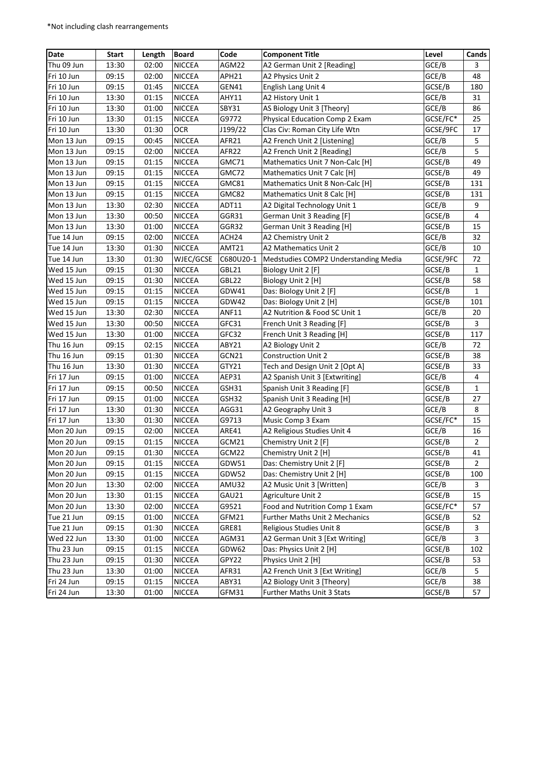*Not including clash rearrangements

| Date | Start | Length | Board | Code | Component Title | Level | Cands |
|---|---|---|---|---|---|---|---|
| Thu 09 Jun | 13:30 | 02:00 | NICCEA | AGM22 | A2 German Unit 2 [Reading] | GCE/B | 3 |
| Fri 10 Jun | 09:15 | 02:00 | NICCEA | APH21 | A2 Physics Unit 2 | GCE/B | 48 |
| Fri 10 Jun | 09:15 | 01:45 | NICCEA | GEN41 | English Lang Unit 4 | GCSE/B | 180 |
| Fri 10 Jun | 13:30 | 01:15 | NICCEA | AHY11 | A2 History Unit 1 | GCE/B | 31 |
| Fri 10 Jun | 13:30 | 01:00 | NICCEA | SBY31 | AS Biology Unit 3 [Theory] | GCE/B | 86 |
| Fri 10 Jun | 13:30 | 01:15 | NICCEA | G9772 | Physical Education Comp 2 Exam | GCSE/FC* | 25 |
| Fri 10 Jun | 13:30 | 01:30 | OCR | J199/22 | Clas Civ: Roman City Life Wtn | GCSE/9FC | 17 |
| Mon 13 Jun | 09:15 | 00:45 | NICCEA | AFR21 | A2 French Unit 2 [Listening] | GCE/B | 5 |
| Mon 13 Jun | 09:15 | 02:00 | NICCEA | AFR22 | A2 French Unit 2 [Reading] | GCE/B | 5 |
| Mon 13 Jun | 09:15 | 01:15 | NICCEA | GMC71 | Mathematics Unit 7 Non-Calc [H] | GCSE/B | 49 |
| Mon 13 Jun | 09:15 | 01:15 | NICCEA | GMC72 | Mathematics Unit 7 Calc [H] | GCSE/B | 49 |
| Mon 13 Jun | 09:15 | 01:15 | NICCEA | GMC81 | Mathematics Unit 8 Non-Calc [H] | GCSE/B | 131 |
| Mon 13 Jun | 09:15 | 01:15 | NICCEA | GMC82 | Mathematics Unit 8 Calc [H] | GCSE/B | 131 |
| Mon 13 Jun | 13:30 | 02:30 | NICCEA | ADT11 | A2 Digital Technology Unit 1 | GCE/B | 9 |
| Mon 13 Jun | 13:30 | 00:50 | NICCEA | GGR31 | German Unit 3 Reading [F] | GCSE/B | 4 |
| Mon 13 Jun | 13:30 | 01:00 | NICCEA | GGR32 | German Unit 3 Reading [H] | GCSE/B | 15 |
| Tue 14 Jun | 09:15 | 02:00 | NICCEA | ACH24 | A2 Chemistry Unit 2 | GCE/B | 32 |
| Tue 14 Jun | 13:30 | 01:30 | NICCEA | AMT21 | A2 Mathematics Unit 2 | GCE/B | 10 |
| Tue 14 Jun | 13:30 | 01:30 | WJEC/GCSE | C680U20-1 | Medstudies COMP2 Understanding Media | GCSE/9FC | 72 |
| Wed 15 Jun | 09:15 | 01:30 | NICCEA | GBL21 | Biology Unit 2 [F] | GCSE/B | 1 |
| Wed 15 Jun | 09:15 | 01:30 | NICCEA | GBL22 | Biology Unit 2 [H] | GCSE/B | 58 |
| Wed 15 Jun | 09:15 | 01:15 | NICCEA | GDW41 | Das: Biology Unit 2 [F] | GCSE/B | 1 |
| Wed 15 Jun | 09:15 | 01:15 | NICCEA | GDW42 | Das: Biology Unit 2 [H] | GCSE/B | 101 |
| Wed 15 Jun | 13:30 | 02:30 | NICCEA | ANF11 | A2 Nutrition & Food SC Unit 1 | GCE/B | 20 |
| Wed 15 Jun | 13:30 | 00:50 | NICCEA | GFC31 | French Unit 3 Reading [F] | GCSE/B | 3 |
| Wed 15 Jun | 13:30 | 01:00 | NICCEA | GFC32 | French Unit 3 Reading [H] | GCSE/B | 117 |
| Thu 16 Jun | 09:15 | 02:15 | NICCEA | ABY21 | A2 Biology Unit 2 | GCE/B | 72 |
| Thu 16 Jun | 09:15 | 01:30 | NICCEA | GCN21 | Construction Unit 2 | GCSE/B | 38 |
| Thu 16 Jun | 13:30 | 01:30 | NICCEA | GTY21 | Tech and Design Unit 2 [Opt A] | GCSE/B | 33 |
| Fri 17 Jun | 09:15 | 01:00 | NICCEA | AEP31 | A2 Spanish Unit 3 [Extwriting] | GCE/B | 4 |
| Fri 17 Jun | 09:15 | 00:50 | NICCEA | GSH31 | Spanish Unit 3 Reading [F] | GCSE/B | 1 |
| Fri 17 Jun | 09:15 | 01:00 | NICCEA | GSH32 | Spanish Unit 3 Reading [H] | GCSE/B | 27 |
| Fri 17 Jun | 13:30 | 01:30 | NICCEA | AGG31 | A2 Geography Unit 3 | GCE/B | 8 |
| Fri 17 Jun | 13:30 | 01:30 | NICCEA | G9713 | Music Comp 3 Exam | GCSE/FC* | 15 |
| Mon 20 Jun | 09:15 | 02:00 | NICCEA | ARE41 | A2 Religious Studies Unit 4 | GCE/B | 16 |
| Mon 20 Jun | 09:15 | 01:15 | NICCEA | GCM21 | Chemistry Unit 2 [F] | GCSE/B | 2 |
| Mon 20 Jun | 09:15 | 01:30 | NICCEA | GCM22 | Chemistry Unit 2 [H] | GCSE/B | 41 |
| Mon 20 Jun | 09:15 | 01:15 | NICCEA | GDW51 | Das: Chemistry Unit 2 [F] | GCSE/B | 2 |
| Mon 20 Jun | 09:15 | 01:15 | NICCEA | GDW52 | Das: Chemistry Unit 2 [H] | GCSE/B | 100 |
| Mon 20 Jun | 13:30 | 02:00 | NICCEA | AMU32 | A2 Music Unit 3 [Written] | GCE/B | 3 |
| Mon 20 Jun | 13:30 | 01:15 | NICCEA | GAU21 | Agriculture Unit 2 | GCSE/B | 15 |
| Mon 20 Jun | 13:30 | 02:00 | NICCEA | G9521 | Food and Nutrition Comp 1 Exam | GCSE/FC* | 57 |
| Tue 21 Jun | 09:15 | 01:00 | NICCEA | GFM21 | Further Maths Unit 2 Mechanics | GCSE/B | 52 |
| Tue 21 Jun | 09:15 | 01:30 | NICCEA | GRE81 | Religious Studies Unit 8 | GCSE/B | 3 |
| Wed 22 Jun | 13:30 | 01:00 | NICCEA | AGM31 | A2 German Unit 3 [Ext Writing] | GCE/B | 3 |
| Thu 23 Jun | 09:15 | 01:15 | NICCEA | GDW62 | Das: Physics Unit 2 [H] | GCSE/B | 102 |
| Thu 23 Jun | 09:15 | 01:30 | NICCEA | GPY22 | Physics Unit 2 [H] | GCSE/B | 53 |
| Thu 23 Jun | 13:30 | 01:00 | NICCEA | AFR31 | A2 French Unit 3 [Ext Writing] | GCE/B | 5 |
| Fri 24 Jun | 09:15 | 01:15 | NICCEA | ABY31 | A2 Biology Unit 3 [Theory] | GCE/B | 38 |
| Fri 24 Jun | 13:30 | 01:00 | NICCEA | GFM31 | Further Maths Unit 3 Stats | GCSE/B | 57 |